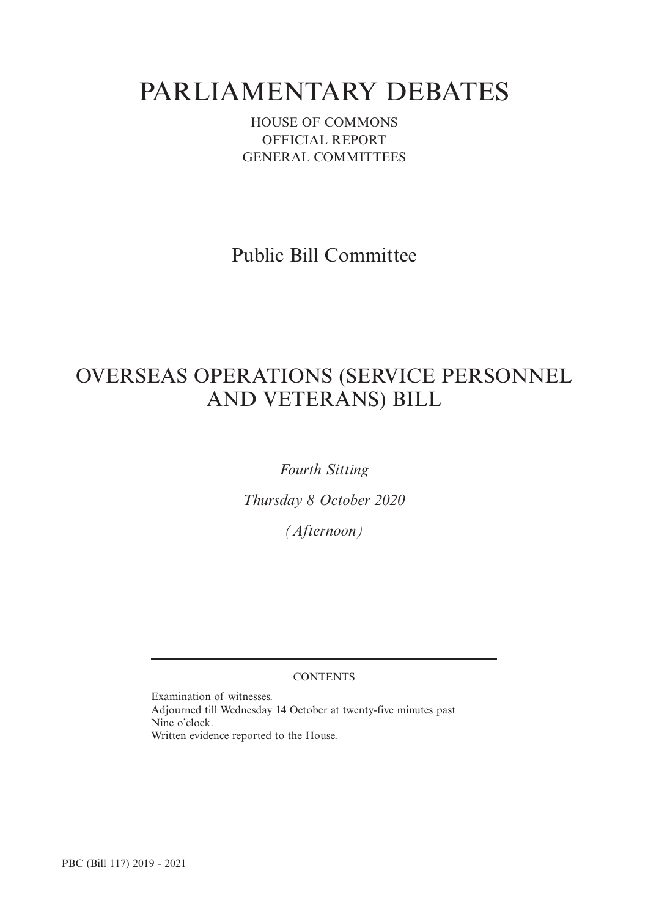# PARLIAMENTARY DEBATES

HOUSE OF COMMONS
OFFICIAL REPORT
GENERAL COMMITTEES

## Public Bill Committee

## OVERSEAS OPERATIONS (SERVICE PERSONNEL AND VETERANS) BILL

*Fourth Sitting*

*Thursday 8 October 2020*

*(Afternoon)*

---

CONTENTS

Examination of witnesses.
Adjourned till Wednesday 14 October at twenty-five minutes past Nine o'clock.
Written evidence reported to the House.

---

PBC (Bill 117) 2019 - 2021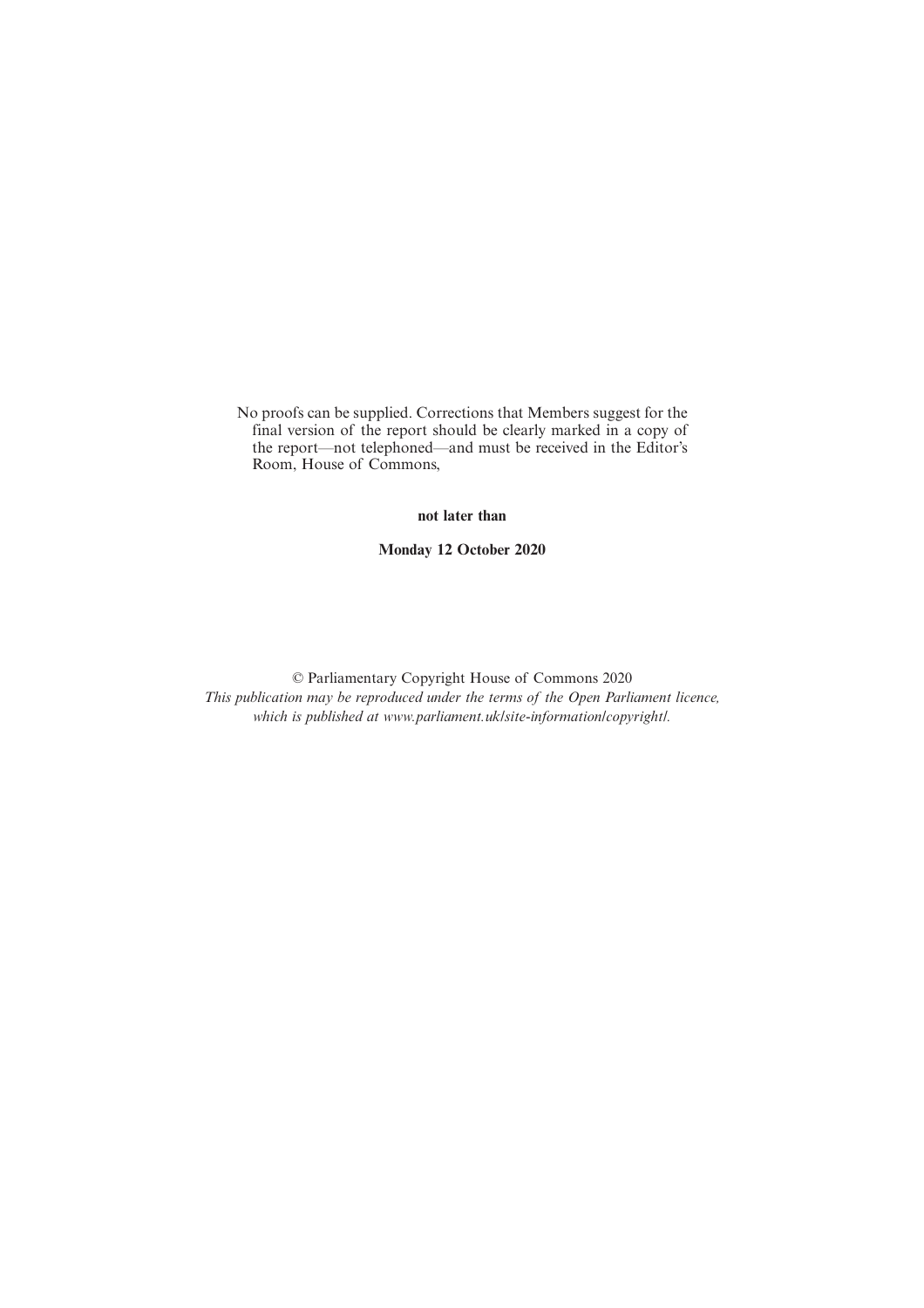No proofs can be supplied. Corrections that Members suggest for the final version of the report should be clearly marked in a copy of the report—not telephoned—and must be received in the Editor's Room, House of Commons,

**not later than**

**Monday 12 October 2020**

© Parliamentary Copyright House of Commons 2020
*This publication may be reproduced under the terms of the Open Parliament licence, which is published at www.parliament.uk/site-information/copyright/.*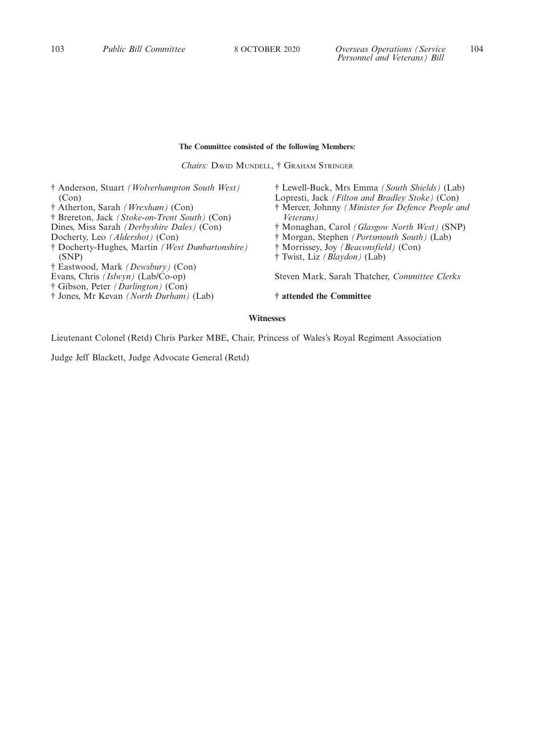**The Committee consisted of the following Members:**

*Chairs:* David Mundell, † Graham Stringer

† Anderson, Stuart *(Wolverhampton South West)* (Con)
† Atherton, Sarah *(Wrexham)* (Con)
† Brereton, Jack *(Stoke-on-Trent South)* (Con)
Dines, Miss Sarah *(Derbyshire Dales)* (Con)
Docherty, Leo *(Aldershot)* (Con)
† Docherty-Hughes, Martin *(West Dunbartonshire)* (SNP)
† Eastwood, Mark *(Dewsbury)* (Con)
Evans, Chris *(Islwyn)* (Lab/Co-op)
† Gibson, Peter *(Darlington)* (Con)
† Jones, Mr Kevan *(North Durham)* (Lab)
† Lewell-Buck, Mrs Emma *(South Shields)* (Lab)
Lopresti, Jack *(Filton and Bradley Stoke)* (Con)
† Mercer, Johnny *(Minister for Defence People and Veterans)*
† Monaghan, Carol *(Glasgow North West)* (SNP)
† Morgan, Stephen *(Portsmouth South)* (Lab)
† Morrissey, Joy *(Beaconsfield)* (Con)
† Twist, Liz *(Blaydon)* (Lab)

Steven Mark, Sarah Thatcher, *Committee Clerks*

**† attended the Committee**

**Witnesses**

Lieutenant Colonel (Retd) Chris Parker MBE, Chair, Princess of Wales's Royal Regiment Association

Judge Jeff Blackett, Judge Advocate General (Retd)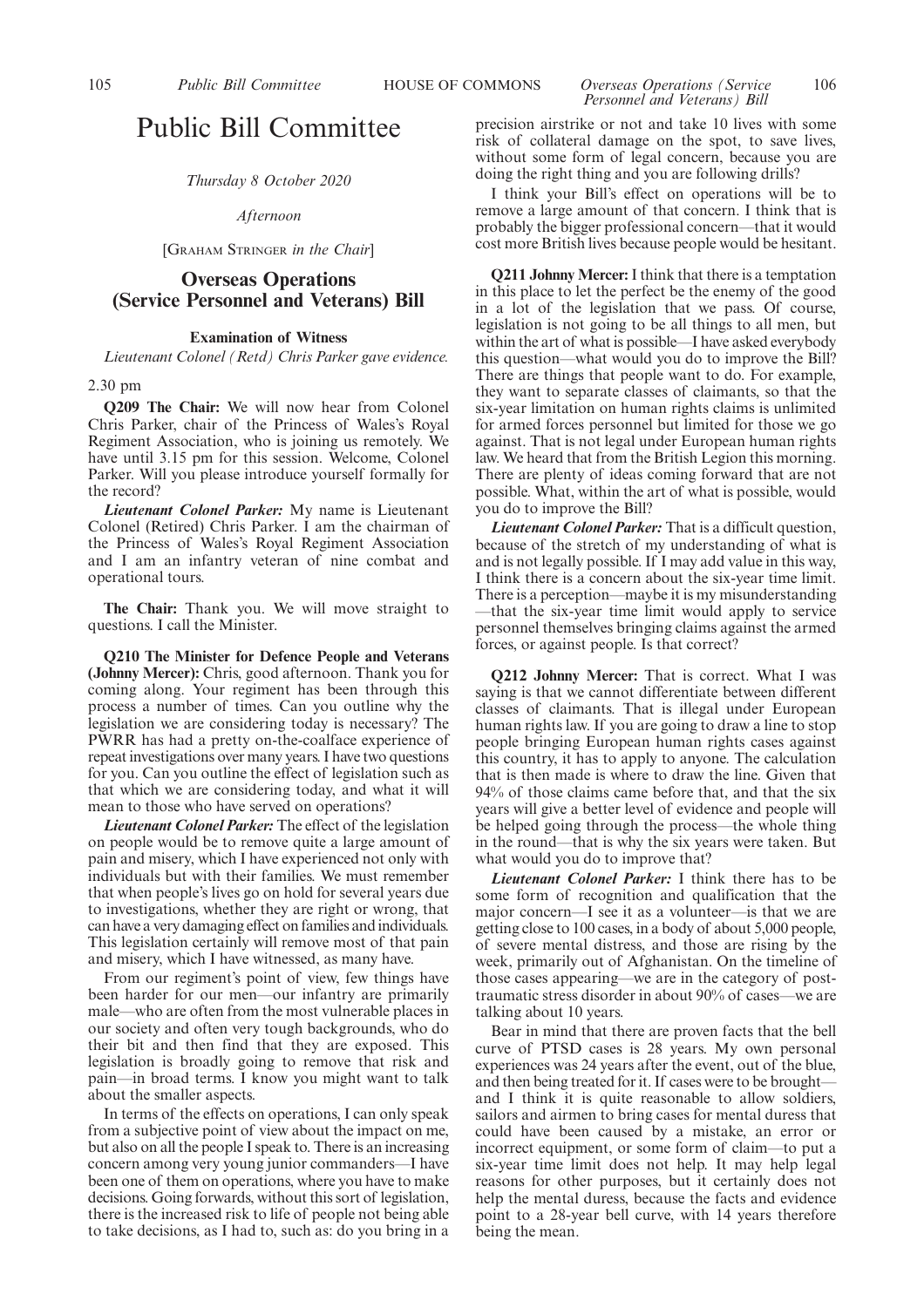# Public Bill Committee

*Thursday 8 October 2020*

*Afternoon*

[Graham Stringer *in the Chair*]

## Overseas Operations (Service Personnel and Veterans) Bill

### Examination of Witness

*Lieutenant Colonel (Retd) Chris Parker gave evidence.*

2.30 pm

**Q209 The Chair:** We will now hear from Colonel Chris Parker, chair of the Princess of Wales's Royal Regiment Association, who is joining us remotely. We have until 3.15 pm for this session. Welcome, Colonel Parker. Will you please introduce yourself formally for the record?

***Lieutenant Colonel Parker:*** My name is Lieutenant Colonel (Retired) Chris Parker. I am the chairman of the Princess of Wales's Royal Regiment Association and I am an infantry veteran of nine combat and operational tours.

**The Chair:** Thank you. We will move straight to questions. I call the Minister.

**Q210 The Minister for Defence People and Veterans (Johnny Mercer):** Chris, good afternoon. Thank you for coming along. Your regiment has been through this process a number of times. Can you outline why the legislation we are considering today is necessary? The PWRR has had a pretty on-the-coalface experience of repeat investigations over many years. I have two questions for you. Can you outline the effect of legislation such as that which we are considering today, and what it will mean to those who have served on operations?

***Lieutenant Colonel Parker:*** The effect of the legislation on people would be to remove quite a large amount of pain and misery, which I have experienced not only with individuals but with their families. We must remember that when people's lives go on hold for several years due to investigations, whether they are right or wrong, that can have a very damaging effect on families and individuals. This legislation certainly will remove most of that pain and misery, which I have witnessed, as many have.

From our regiment's point of view, few things have been harder for our men—our infantry are primarily male—who are often from the most vulnerable places in our society and often very tough backgrounds, who do their bit and then find that they are exposed. This legislation is broadly going to remove that risk and pain—in broad terms. I know you might want to talk about the smaller aspects.

In terms of the effects on operations, I can only speak from a subjective point of view about the impact on me, but also on all the people I speak to. There is an increasing concern among very young junior commanders—I have been one of them on operations, where you have to make decisions. Going forwards, without this sort of legislation, there is the increased risk to life of people not being able to take decisions, as I had to, such as: do you bring in a precision airstrike or not and take 10 lives with some risk of collateral damage on the spot, to save lives, without some form of legal concern, because you are doing the right thing and you are following drills?

I think your Bill's effect on operations will be to remove a large amount of that concern. I think that is probably the bigger professional concern—that it would cost more British lives because people would be hesitant.

**Q211 Johnny Mercer:** I think that there is a temptation in this place to let the perfect be the enemy of the good in a lot of the legislation that we pass. Of course, legislation is not going to be all things to all men, but within the art of what is possible—I have asked everybody this question—what would you do to improve the Bill? There are things that people want to do. For example, they want to separate classes of claimants, so that the six-year limitation on human rights claims is unlimited for armed forces personnel but limited for those we go against. That is not legal under European human rights law. We heard that from the British Legion this morning. There are plenty of ideas coming forward that are not possible. What, within the art of what is possible, would you do to improve the Bill?

***Lieutenant Colonel Parker:*** That is a difficult question, because of the stretch of my understanding of what is and is not legally possible. If I may add value in this way, I think there is a concern about the six-year time limit. There is a perception—maybe it is my misunderstanding—that the six-year time limit would apply to service personnel themselves bringing claims against the armed forces, or against people. Is that correct?

**Q212 Johnny Mercer:** That is correct. What I was saying is that we cannot differentiate between different classes of claimants. That is illegal under European human rights law. If you are going to draw a line to stop people bringing European human rights cases against this country, it has to apply to anyone. The calculation that is then made is where to draw the line. Given that 94% of those claims came before that, and that the six years will give a better level of evidence and people will be helped going through the process—the whole thing in the round—that is why the six years were taken. But what would you do to improve that?

***Lieutenant Colonel Parker:*** I think there has to be some form of recognition and qualification that the major concern—I see it as a volunteer—is that we are getting close to 100 cases, in a body of about 5,000 people, of severe mental distress, and those are rising by the week, primarily out of Afghanistan. On the timeline of those cases appearing—we are in the category of post-traumatic stress disorder in about 90% of cases—we are talking about 10 years.

Bear in mind that there are proven facts that the bell curve of PTSD cases is 28 years. My own personal experiences was 24 years after the event, out of the blue, and then being treated for it. If cases were to be brought—and I think it is quite reasonable to allow soldiers, sailors and airmen to bring cases for mental duress that could have been caused by a mistake, an error or incorrect equipment, or some form of claim—to put a six-year time limit does not help. It may help legal reasons for other purposes, but it certainly does not help the mental duress, because the facts and evidence point to a 28-year bell curve, with 14 years therefore being the mean.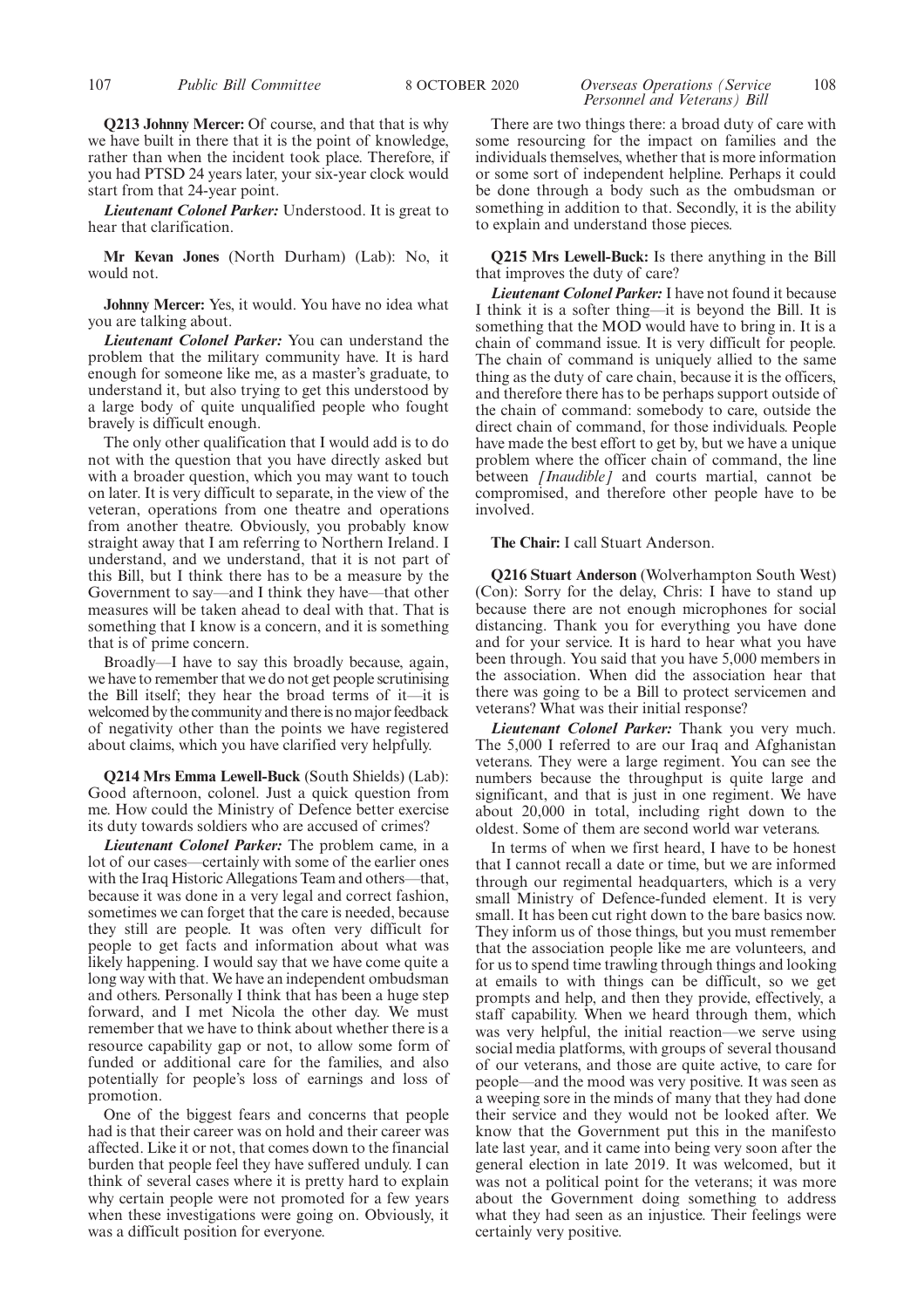**Q213 Johnny Mercer:** Of course, and that that is why we have built in there that it is the point of knowledge, rather than when the incident took place. Therefore, if you had PTSD 24 years later, your six-year clock would start from that 24-year point.

***Lieutenant Colonel Parker:*** Understood. It is great to hear that clarification.

**Mr Kevan Jones** (North Durham) (Lab): No, it would not.

**Johnny Mercer:** Yes, it would. You have no idea what you are talking about.

***Lieutenant Colonel Parker:*** You can understand the problem that the military community have. It is hard enough for someone like me, as a master's graduate, to understand it, but also trying to get this understood by a large body of quite unqualified people who fought bravely is difficult enough.

The only other qualification that I would add is to do not with the question that you have directly asked but with a broader question, which you may want to touch on later. It is very difficult to separate, in the view of the veteran, operations from one theatre and operations from another theatre. Obviously, you probably know straight away that I am referring to Northern Ireland. I understand, and we understand, that it is not part of this Bill, but I think there has to be a measure by the Government to say—and I think they have—that other measures will be taken ahead to deal with that. That is something that I know is a concern, and it is something that is of prime concern.

Broadly—I have to say this broadly because, again, we have to remember that we do not get people scrutinising the Bill itself; they hear the broad terms of it—it is welcomed by the community and there is no major feedback of negativity other than the points we have registered about claims, which you have clarified very helpfully.

**Q214 Mrs Emma Lewell-Buck** (South Shields) (Lab): Good afternoon, colonel. Just a quick question from me. How could the Ministry of Defence better exercise its duty towards soldiers who are accused of crimes?

***Lieutenant Colonel Parker:*** The problem came, in a lot of our cases—certainly with some of the earlier ones with the Iraq Historic Allegations Team and others—that, because it was done in a very legal and correct fashion, sometimes we can forget that the care is needed, because they still are people. It was often very difficult for people to get facts and information about what was likely happening. I would say that we have come quite a long way with that. We have an independent ombudsman and others. Personally I think that has been a huge step forward, and I met Nicola the other day. We must remember that we have to think about whether there is a resource capability gap or not, to allow some form of funded or additional care for the families, and also potentially for people's loss of earnings and loss of promotion.

One of the biggest fears and concerns that people had is that their career was on hold and their career was affected. Like it or not, that comes down to the financial burden that people feel they have suffered unduly. I can think of several cases where it is pretty hard to explain why certain people were not promoted for a few years when these investigations were going on. Obviously, it was a difficult position for everyone.

There are two things there: a broad duty of care with some resourcing for the impact on families and the individuals themselves, whether that is more information or some sort of independent helpline. Perhaps it could be done through a body such as the ombudsman or something in addition to that. Secondly, it is the ability to explain and understand those pieces.

**Q215 Mrs Lewell-Buck:** Is there anything in the Bill that improves the duty of care?

***Lieutenant Colonel Parker:*** I have not found it because I think it is a softer thing—it is beyond the Bill. It is something that the MOD would have to bring in. It is a chain of command issue. It is very difficult for people. The chain of command is uniquely allied to the same thing as the duty of care chain, because it is the officers, and therefore there has to be perhaps support outside of the chain of command: somebody to care, outside the direct chain of command, for those individuals. People have made the best effort to get by, but we have a unique problem where the officer chain of command, the line between *[Inaudible]* and courts martial, cannot be compromised, and therefore other people have to be involved.

**The Chair:** I call Stuart Anderson.

**Q216 Stuart Anderson** (Wolverhampton South West) (Con): Sorry for the delay, Chris: I have to stand up because there are not enough microphones for social distancing. Thank you for everything you have done and for your service. It is hard to hear what you have been through. You said that you have 5,000 members in the association. When did the association hear that there was going to be a Bill to protect servicemen and veterans? What was their initial response?

***Lieutenant Colonel Parker:*** Thank you very much. The 5,000 I referred to are our Iraq and Afghanistan veterans. They were a large regiment. You can see the numbers because the throughput is quite large and significant, and that is just in one regiment. We have about 20,000 in total, including right down to the oldest. Some of them are second world war veterans.

In terms of when we first heard, I have to be honest that I cannot recall a date or time, but we are informed through our regimental headquarters, which is a very small Ministry of Defence-funded element. It is very small. It has been cut right down to the bare basics now. They inform us of those things, but you must remember that the association people like me are volunteers, and for us to spend time trawling through things and looking at emails to with things can be difficult, so we get prompts and help, and then they provide, effectively, a staff capability. When we heard through them, which was very helpful, the initial reaction—we serve using social media platforms, with groups of several thousand of our veterans, and those are quite active, to care for people—and the mood was very positive. It was seen as a weeping sore in the minds of many that they had done their service and they would not be looked after. We know that the Government put this in the manifesto late last year, and it came into being very soon after the general election in late 2019. It was welcomed, but it was not a political point for the veterans; it was more about the Government doing something to address what they had seen as an injustice. Their feelings were certainly very positive.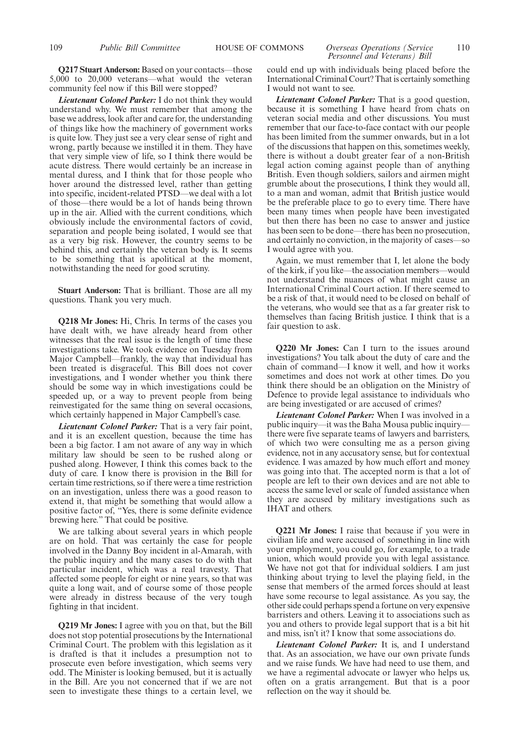**Q217 Stuart Anderson:** Based on your contacts—those 5,000 to 20,000 veterans—what would the veteran community feel now if this Bill were stopped?

*Lieutenant Colonel Parker:* I do not think they would understand why. We must remember that among the base we address, look after and care for, the understanding of things like how the machinery of government works is quite low. They just see a very clear sense of right and wrong, partly because we instilled it in them. They have that very simple view of life, so I think there would be acute distress. There would certainly be an increase in mental duress, and I think that for those people who hover around the distressed level, rather than getting into specific, incident-related PTSD—we deal with a lot of those—there would be a lot of hands being thrown up in the air. Allied with the current conditions, which obviously include the environmental factors of covid, separation and people being isolated, I would see that as a very big risk. However, the country seems to be behind this, and certainly the veteran body is. It seems to be something that is apolitical at the moment, notwithstanding the need for good scrutiny.

**Stuart Anderson:** That is brilliant. Those are all my questions. Thank you very much.

**Q218 Mr Jones:** Hi, Chris. In terms of the cases you have dealt with, we have already heard from other witnesses that the real issue is the length of time these investigations take. We took evidence on Tuesday from Major Campbell—frankly, the way that individual has been treated is disgraceful. This Bill does not cover investigations, and I wonder whether you think there should be some way in which investigations could be speeded up, or a way to prevent people from being reinvestigated for the same thing on several occasions, which certainly happened in Major Campbell's case.

*Lieutenant Colonel Parker:* That is a very fair point, and it is an excellent question, because the time has been a big factor. I am not aware of any way in which military law should be seen to be rushed along or pushed along. However, I think this comes back to the duty of care. I know there is provision in the Bill for certain time restrictions, so if there were a time restriction on an investigation, unless there was a good reason to extend it, that might be something that would allow a positive factor of, "Yes, there is some definite evidence brewing here." That could be positive.

We are talking about several years in which people are on hold. That was certainly the case for people involved in the Danny Boy incident in al-Amarah, with the public inquiry and the many cases to do with that particular incident, which was a real travesty. That affected some people for eight or nine years, so that was quite a long wait, and of course some of those people were already in distress because of the very tough fighting in that incident.

**Q219 Mr Jones:** I agree with you on that, but the Bill does not stop potential prosecutions by the International Criminal Court. The problem with this legislation as it is drafted is that it includes a presumption not to prosecute even before investigation, which seems very odd. The Minister is looking bemused, but it is actually in the Bill. Are you not concerned that if we are not seen to investigate these things to a certain level, we could end up with individuals being placed before the International Criminal Court? That is certainly something I would not want to see.

*Lieutenant Colonel Parker:* That is a good question, because it is something I have heard from chats on veteran social media and other discussions. You must remember that our face-to-face contact with our people has been limited from the summer onwards, but in a lot of the discussions that happen on this, sometimes weekly, there is without a doubt greater fear of a non-British legal action coming against people than of anything British. Even though soldiers, sailors and airmen might grumble about the prosecutions, I think they would all, to a man and woman, admit that British justice would be the preferable place to go to every time. There have been many times when people have been investigated but then there has been no case to answer and justice has been seen to be done—there has been no prosecution, and certainly no conviction, in the majority of cases—so I would agree with you.

Again, we must remember that I, let alone the body of the kirk, if you like—the association members—would not understand the nuances of what might cause an International Criminal Court action. If there seemed to be a risk of that, it would need to be closed on behalf of the veterans, who would see that as a far greater risk to themselves than facing British justice. I think that is a fair question to ask.

**Q220 Mr Jones:** Can I turn to the issues around investigations? You talk about the duty of care and the chain of command—I know it well, and how it works sometimes and does not work at other times. Do you think there should be an obligation on the Ministry of Defence to provide legal assistance to individuals who are being investigated or are accused of crimes?

*Lieutenant Colonel Parker:* When I was involved in a public inquiry—it was the Baha Mousa public inquiry—there were five separate teams of lawyers and barristers, of which two were consulting me as a person giving evidence, not in any accusatory sense, but for contextual evidence. I was amazed by how much effort and money was going into that. The accepted norm is that a lot of people are left to their own devices and are not able to access the same level or scale of funded assistance when they are accused by military investigations such as IHAT and others.

**Q221 Mr Jones:** I raise that because if you were in civilian life and were accused of something in line with your employment, you could go, for example, to a trade union, which would provide you with legal assistance. We have not got that for individual soldiers. I am just thinking about trying to level the playing field, in the sense that members of the armed forces should at least have some recourse to legal assistance. As you say, the other side could perhaps spend a fortune on very expensive barristers and others. Leaving it to associations such as you and others to provide legal support that is a bit hit and miss, isn't it? I know that some associations do.

*Lieutenant Colonel Parker:* It is, and I understand that. As an association, we have our own private funds and we raise funds. We have had need to use them, and we have a regimental advocate or lawyer who helps us, often on a gratis arrangement. But that is a poor reflection on the way it should be.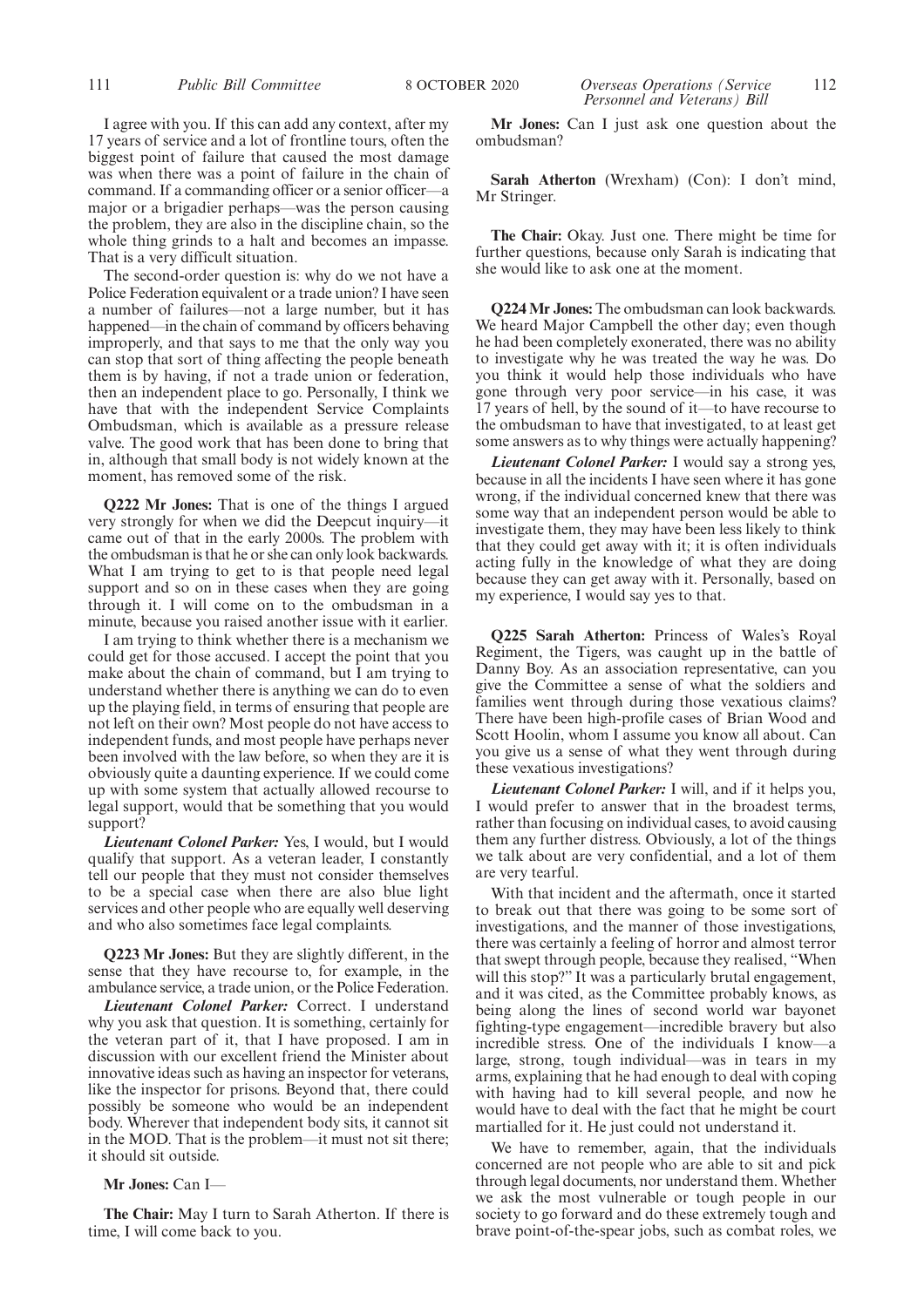I agree with you. If this can add any context, after my 17 years of service and a lot of frontline tours, often the biggest point of failure that caused the most damage was when there was a point of failure in the chain of command. If a commanding officer or a senior officer—a major or a brigadier perhaps—was the person causing the problem, they are also in the discipline chain, so the whole thing grinds to a halt and becomes an impasse. That is a very difficult situation.

The second-order question is: why do we not have a Police Federation equivalent or a trade union? I have seen a number of failures—not a large number, but it has happened—in the chain of command by officers behaving improperly, and that says to me that the only way you can stop that sort of thing affecting the people beneath them is by having, if not a trade union or federation, then an independent place to go. Personally, I think we have that with the independent Service Complaints Ombudsman, which is available as a pressure release valve. The good work that has been done to bring that in, although that small body is not widely known at the moment, has removed some of the risk.

**Q222 Mr Jones:** That is one of the things I argued very strongly for when we did the Deepcut inquiry—it came out of that in the early 2000s. The problem with the ombudsman is that he or she can only look backwards. What I am trying to get to is that people need legal support and so on in these cases when they are going through it. I will come on to the ombudsman in a minute, because you raised another issue with it earlier.

I am trying to think whether there is a mechanism we could get for those accused. I accept the point that you make about the chain of command, but I am trying to understand whether there is anything we can do to even up the playing field, in terms of ensuring that people are not left on their own? Most people do not have access to independent funds, and most people have perhaps never been involved with the law before, so when they are it is obviously quite a daunting experience. If we could come up with some system that actually allowed recourse to legal support, would that be something that you would support?

***Lieutenant Colonel Parker:*** Yes, I would, but I would qualify that support. As a veteran leader, I constantly tell our people that they must not consider themselves to be a special case when there are also blue light services and other people who are equally well deserving and who also sometimes face legal complaints.

**Q223 Mr Jones:** But they are slightly different, in the sense that they have recourse to, for example, in the ambulance service, a trade union, or the Police Federation.

***Lieutenant Colonel Parker:*** Correct. I understand why you ask that question. It is something, certainly for the veteran part of it, that I have proposed. I am in discussion with our excellent friend the Minister about innovative ideas such as having an inspector for veterans, like the inspector for prisons. Beyond that, there could possibly be someone who would be an independent body. Wherever that independent body sits, it cannot sit in the MOD. That is the problem—it must not sit there; it should sit outside.

**Mr Jones:** Can I—

**The Chair:** May I turn to Sarah Atherton. If there is time, I will come back to you.

**Mr Jones:** Can I just ask one question about the ombudsman?

**Sarah Atherton** (Wrexham) (Con): I don't mind, Mr Stringer.

**The Chair:** Okay. Just one. There might be time for further questions, because only Sarah is indicating that she would like to ask one at the moment.

**Q224 Mr Jones:** The ombudsman can look backwards. We heard Major Campbell the other day; even though he had been completely exonerated, there was no ability to investigate why he was treated the way he was. Do you think it would help those individuals who have gone through very poor service—in his case, it was 17 years of hell, by the sound of it—to have recourse to the ombudsman to have that investigated, to at least get some answers as to why things were actually happening?

***Lieutenant Colonel Parker:*** I would say a strong yes, because in all the incidents I have seen where it has gone wrong, if the individual concerned knew that there was some way that an independent person would be able to investigate them, they may have been less likely to think that they could get away with it; it is often individuals acting fully in the knowledge of what they are doing because they can get away with it. Personally, based on my experience, I would say yes to that.

**Q225 Sarah Atherton:** Princess of Wales's Royal Regiment, the Tigers, was caught up in the battle of Danny Boy. As an association representative, can you give the Committee a sense of what the soldiers and families went through during those vexatious claims? There have been high-profile cases of Brian Wood and Scott Hoolin, whom I assume you know all about. Can you give us a sense of what they went through during these vexatious investigations?

***Lieutenant Colonel Parker:*** I will, and if it helps you, I would prefer to answer that in the broadest terms, rather than focusing on individual cases, to avoid causing them any further distress. Obviously, a lot of the things we talk about are very confidential, and a lot of them are very tearful.

With that incident and the aftermath, once it started to break out that there was going to be some sort of investigations, and the manner of those investigations, there was certainly a feeling of horror and almost terror that swept through people, because they realised, "When will this stop?" It was a particularly brutal engagement, and it was cited, as the Committee probably knows, as being along the lines of second world war bayonet fighting-type engagement—incredible bravery but also incredible stress. One of the individuals I know—a large, strong, tough individual—was in tears in my arms, explaining that he had enough to deal with coping with having had to kill several people, and now he would have to deal with the fact that he might be court martialled for it. He just could not understand it.

We have to remember, again, that the individuals concerned are not people who are able to sit and pick through legal documents, nor understand them. Whether we ask the most vulnerable or tough people in our society to go forward and do these extremely tough and brave point-of-the-spear jobs, such as combat roles, we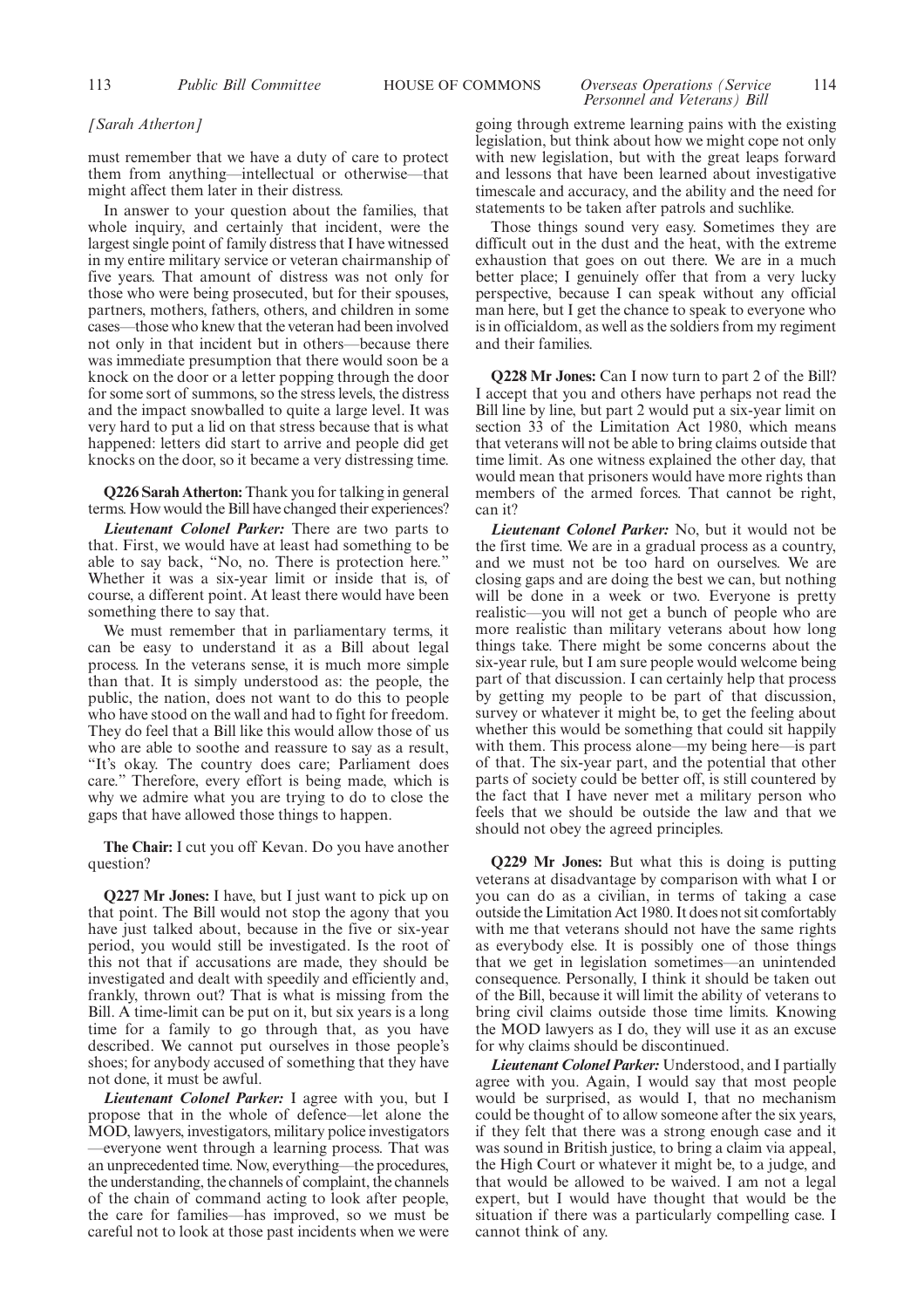*[Sarah Atherton]*

must remember that we have a duty of care to protect them from anything—intellectual or otherwise—that might affect them later in their distress.

In answer to your question about the families, that whole inquiry, and certainly that incident, were the largest single point of family distress that I have witnessed in my entire military service or veteran chairmanship of five years. That amount of distress was not only for those who were being prosecuted, but for their spouses, partners, mothers, fathers, others, and children in some cases—those who knew that the veteran had been involved not only in that incident but in others—because there was immediate presumption that there would soon be a knock on the door or a letter popping through the door for some sort of summons, so the stress levels, the distress and the impact snowballed to quite a large level. It was very hard to put a lid on that stress because that is what happened: letters did start to arrive and people did get knocks on the door, so it became a very distressing time.

**Q226 Sarah Atherton:** Thank you for talking in general terms. How would the Bill have changed their experiences?

***Lieutenant Colonel Parker:*** There are two parts to that. First, we would have at least had something to be able to say back, "No, no. There is protection here." Whether it was a six-year limit or inside that is, of course, a different point. At least there would have been something there to say that.

We must remember that in parliamentary terms, it can be easy to understand it as a Bill about legal process. In the veterans sense, it is much more simple than that. It is simply understood as: the people, the public, the nation, does not want to do this to people who have stood on the wall and had to fight for freedom. They do feel that a Bill like this would allow those of us who are able to soothe and reassure to say as a result, "It's okay. The country does care; Parliament does care." Therefore, every effort is being made, which is why we admire what you are trying to do to close the gaps that have allowed those things to happen.

**The Chair:** I cut you off Kevan. Do you have another question?

**Q227 Mr Jones:** I have, but I just want to pick up on that point. The Bill would not stop the agony that you have just talked about, because in the five or six-year period, you would still be investigated. Is the root of this not that if accusations are made, they should be investigated and dealt with speedily and efficiently and, frankly, thrown out? That is what is missing from the Bill. A time-limit can be put on it, but six years is a long time for a family to go through that, as you have described. We cannot put ourselves in those people's shoes; for anybody accused of something that they have not done, it must be awful.

***Lieutenant Colonel Parker:*** I agree with you, but I propose that in the whole of defence—let alone the MOD, lawyers, investigators, military police investigators—everyone went through a learning process. That was an unprecedented time. Now, everything—the procedures, the understanding, the channels of complaint, the channels of the chain of command acting to look after people, the care for families—has improved, so we must be careful not to look at those past incidents when we were going through extreme learning pains with the existing legislation, but think about how we might cope not only with new legislation, but with the great leaps forward and lessons that have been learned about investigative timescale and accuracy, and the ability and the need for statements to be taken after patrols and suchlike.

Those things sound very easy. Sometimes they are difficult out in the dust and the heat, with the extreme exhaustion that goes on out there. We are in a much better place; I genuinely offer that from a very lucky perspective, because I can speak without any official man here, but I get the chance to speak to everyone who is in officialdom, as well as the soldiers from my regiment and their families.

**Q228 Mr Jones:** Can I now turn to part 2 of the Bill? I accept that you and others have perhaps not read the Bill line by line, but part 2 would put a six-year limit on section 33 of the Limitation Act 1980, which means that veterans will not be able to bring claims outside that time limit. As one witness explained the other day, that would mean that prisoners would have more rights than members of the armed forces. That cannot be right, can it?

***Lieutenant Colonel Parker:*** No, but it would not be the first time. We are in a gradual process as a country, and we must not be too hard on ourselves. We are closing gaps and are doing the best we can, but nothing will be done in a week or two. Everyone is pretty realistic—you will not get a bunch of people who are more realistic than military veterans about how long things take. There might be some concerns about the six-year rule, but I am sure people would welcome being part of that discussion. I can certainly help that process by getting my people to be part of that discussion, survey or whatever it might be, to get the feeling about whether this would be something that could sit happily with them. This process alone—my being here—is part of that. The six-year part, and the potential that other parts of society could be better off, is still countered by the fact that I have never met a military person who feels that we should be outside the law and that we should not obey the agreed principles.

**Q229 Mr Jones:** But what this is doing is putting veterans at disadvantage by comparison with what I or you can do as a civilian, in terms of taking a case outside the Limitation Act 1980. It does not sit comfortably with me that veterans should not have the same rights as everybody else. It is possibly one of those things that we get in legislation sometimes—an unintended consequence. Personally, I think it should be taken out of the Bill, because it will limit the ability of veterans to bring civil claims outside those time limits. Knowing the MOD lawyers as I do, they will use it as an excuse for why claims should be discontinued.

***Lieutenant Colonel Parker:*** Understood, and I partially agree with you. Again, I would say that most people would be surprised, as would I, that no mechanism could be thought of to allow someone after the six years, if they felt that there was a strong enough case and it was sound in British justice, to bring a claim via appeal, the High Court or whatever it might be, to a judge, and that would be allowed to be waived. I am not a legal expert, but I would have thought that would be the situation if there was a particularly compelling case. I cannot think of any.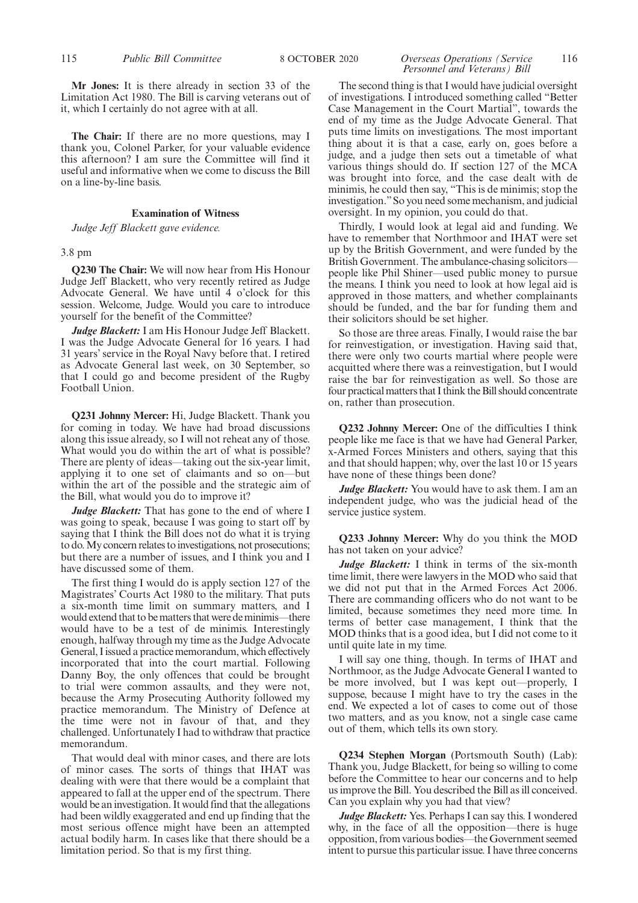**Mr Jones:** It is there already in section 33 of the Limitation Act 1980. The Bill is carving veterans out of it, which I certainly do not agree with at all.

**The Chair:** If there are no more questions, may I thank you, Colonel Parker, for your valuable evidence this afternoon? I am sure the Committee will find it useful and informative when we come to discuss the Bill on a line-by-line basis.

## Examination of Witness

*Judge Jeff Blackett gave evidence.*

3.8 pm

**Q230 The Chair:** We will now hear from His Honour Judge Jeff Blackett, who very recently retired as Judge Advocate General. We have until 4 o'clock for this session. Welcome, Judge. Would you care to introduce yourself for the benefit of the Committee?

***Judge Blackett:*** I am His Honour Judge Jeff Blackett. I was the Judge Advocate General for 16 years. I had 31 years' service in the Royal Navy before that. I retired as Advocate General last week, on 30 September, so that I could go and become president of the Rugby Football Union.

**Q231 Johnny Mercer:** Hi, Judge Blackett. Thank you for coming in today. We have had broad discussions along this issue already, so I will not reheat any of those. What would you do within the art of what is possible? There are plenty of ideas—taking out the six-year limit, applying it to one set of claimants and so on—but within the art of the possible and the strategic aim of the Bill, what would you do to improve it?

***Judge Blackett:*** That has gone to the end of where I was going to speak, because I was going to start off by saying that I think the Bill does not do what it is trying to do. My concern relates to investigations, not prosecutions; but there are a number of issues, and I think you and I have discussed some of them.

The first thing I would do is apply section 127 of the Magistrates' Courts Act 1980 to the military. That puts a six-month time limit on summary matters, and I would extend that to be matters that were de minimis—there would have to be a test of de minimis. Interestingly enough, halfway through my time as the Judge Advocate General, I issued a practice memorandum, which effectively incorporated that into the court martial. Following Danny Boy, the only offences that could be brought to trial were common assaults, and they were not, because the Army Prosecuting Authority followed my practice memorandum. The Ministry of Defence at the time were not in favour of that, and they challenged. Unfortunately I had to withdraw that practice memorandum.

That would deal with minor cases, and there are lots of minor cases. The sorts of things that IHAT was dealing with were that there would be a complaint that appeared to fall at the upper end of the spectrum. There would be an investigation. It would find that the allegations had been wildly exaggerated and end up finding that the most serious offence might have been an attempted actual bodily harm. In cases like that there should be a limitation period. So that is my first thing.

The second thing is that I would have judicial oversight of investigations. I introduced something called "Better Case Management in the Court Martial", towards the end of my time as the Judge Advocate General. That puts time limits on investigations. The most important thing about it is that a case, early on, goes before a judge, and a judge then sets out a timetable of what various things should do. If section 127 of the MCA was brought into force, and the case dealt with de minimis, he could then say, "This is de minimis; stop the investigation." So you need some mechanism, and judicial oversight. In my opinion, you could do that.

Thirdly, I would look at legal aid and funding. We have to remember that Northmoor and IHAT were set up by the British Government, and were funded by the British Government. The ambulance-chasing solicitors—people like Phil Shiner—used public money to pursue the means. I think you need to look at how legal aid is approved in those matters, and whether complainants should be funded, and the bar for funding them and their solicitors should be set higher.

So those are three areas. Finally, I would raise the bar for reinvestigation, or investigation. Having said that, there were only two courts martial where people were acquitted where there was a reinvestigation, but I would raise the bar for reinvestigation as well. So those are four practical matters that I think the Bill should concentrate on, rather than prosecution.

**Q232 Johnny Mercer:** One of the difficulties I think people like me face is that we have had General Parker, x-Armed Forces Ministers and others, saying that this and that should happen; why, over the last 10 or 15 years have none of these things been done?

***Judge Blackett:*** You would have to ask them. I am an independent judge, who was the judicial head of the service justice system.

**Q233 Johnny Mercer:** Why do you think the MOD has not taken on your advice?

***Judge Blackett:*** I think in terms of the six-month time limit, there were lawyers in the MOD who said that we did not put that in the Armed Forces Act 2006. There are commanding officers who do not want to be limited, because sometimes they need more time. In terms of better case management, I think that the MOD thinks that is a good idea, but I did not come to it until quite late in my time.

I will say one thing, though. In terms of IHAT and Northmoor, as the Judge Advocate General I wanted to be more involved, but I was kept out—properly, I suppose, because I might have to try the cases in the end. We expected a lot of cases to come out of those two matters, and as you know, not a single case came out of them, which tells its own story.

**Q234 Stephen Morgan** (Portsmouth South) (Lab): Thank you, Judge Blackett, for being so willing to come before the Committee to hear our concerns and to help us improve the Bill. You described the Bill as ill conceived. Can you explain why you had that view?

***Judge Blackett:*** Yes. Perhaps I can say this. I wondered why, in the face of all the opposition—there is huge opposition, from various bodies—the Government seemed intent to pursue this particular issue. I have three concerns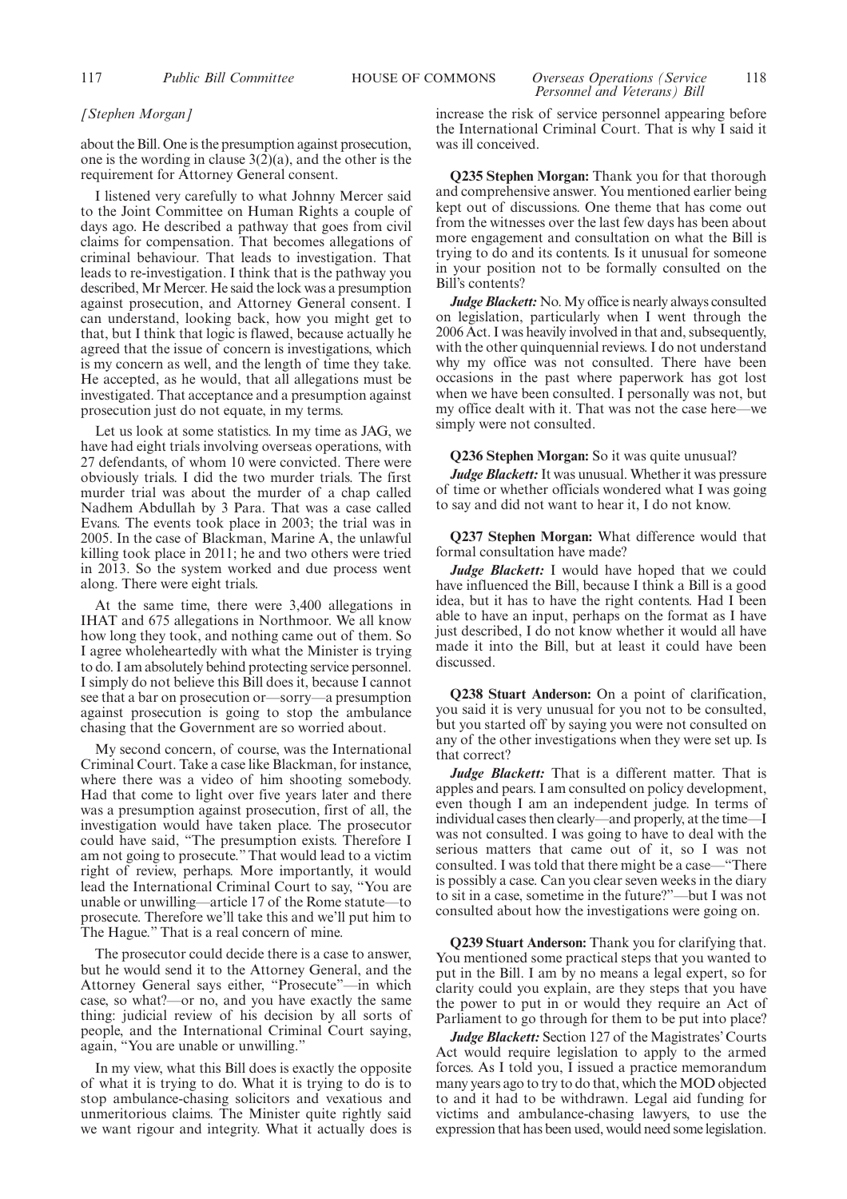*[Stephen Morgan]*

about the Bill. One is the presumption against prosecution, one is the wording in clause 3(2)(a), and the other is the requirement for Attorney General consent.

I listened very carefully to what Johnny Mercer said to the Joint Committee on Human Rights a couple of days ago. He described a pathway that goes from civil claims for compensation. That becomes allegations of criminal behaviour. That leads to investigation. That leads to re-investigation. I think that is the pathway you described, Mr Mercer. He said the lock was a presumption against prosecution, and Attorney General consent. I can understand, looking back, how you might get to that, but I think that logic is flawed, because actually he agreed that the issue of concern is investigations, which is my concern as well, and the length of time they take. He accepted, as he would, that all allegations must be investigated. That acceptance and a presumption against prosecution just do not equate, in my terms.

Let us look at some statistics. In my time as JAG, we have had eight trials involving overseas operations, with 27 defendants, of whom 10 were convicted. There were obviously trials. I did the two murder trials. The first murder trial was about the murder of a chap called Nadhem Abdullah by 3 Para. That was a case called Evans. The events took place in 2003; the trial was in 2005. In the case of Blackman, Marine A, the unlawful killing took place in 2011; he and two others were tried in 2013. So the system worked and due process went along. There were eight trials.

At the same time, there were 3,400 allegations in IHAT and 675 allegations in Northmoor. We all know how long they took, and nothing came out of them. So I agree wholeheartedly with what the Minister is trying to do. I am absolutely behind protecting service personnel. I simply do not believe this Bill does it, because I cannot see that a bar on prosecution or—sorry—a presumption against prosecution is going to stop the ambulance chasing that the Government are so worried about.

My second concern, of course, was the International Criminal Court. Take a case like Blackman, for instance, where there was a video of him shooting somebody. Had that come to light over five years later and there was a presumption against prosecution, first of all, the investigation would have taken place. The prosecutor could have said, "The presumption exists. Therefore I am not going to prosecute." That would lead to a victim right of review, perhaps. More importantly, it would lead the International Criminal Court to say, "You are unable or unwilling—article 17 of the Rome statute—to prosecute. Therefore we'll take this and we'll put him to The Hague." That is a real concern of mine.

The prosecutor could decide there is a case to answer, but he would send it to the Attorney General, and the Attorney General says either, "Prosecute"—in which case, so what?—or no, and you have exactly the same thing: judicial review of his decision by all sorts of people, and the International Criminal Court saying, again, "You are unable or unwilling."

In my view, what this Bill does is exactly the opposite of what it is trying to do. What it is trying to do is to stop ambulance-chasing solicitors and vexatious and unmeritorious claims. The Minister quite rightly said we want rigour and integrity. What it actually does is increase the risk of service personnel appearing before the International Criminal Court. That is why I said it was ill conceived.

**Q235 Stephen Morgan:** Thank you for that thorough and comprehensive answer. You mentioned earlier being kept out of discussions. One theme that has come out from the witnesses over the last few days has been about more engagement and consultation on what the Bill is trying to do and its contents. Is it unusual for someone in your position not to be formally consulted on the Bill's contents?

***Judge Blackett:*** No. My office is nearly always consulted on legislation, particularly when I went through the 2006 Act. I was heavily involved in that and, subsequently, with the other quinquennial reviews. I do not understand why my office was not consulted. There have been occasions in the past where paperwork has got lost when we have been consulted. I personally was not, but my office dealt with it. That was not the case here—we simply were not consulted.

**Q236 Stephen Morgan:** So it was quite unusual?

***Judge Blackett:*** It was unusual. Whether it was pressure of time or whether officials wondered what I was going to say and did not want to hear it, I do not know.

**Q237 Stephen Morgan:** What difference would that formal consultation have made?

***Judge Blackett:*** I would have hoped that we could have influenced the Bill, because I think a Bill is a good idea, but it has to have the right contents. Had I been able to have an input, perhaps on the format as I have just described, I do not know whether it would all have made it into the Bill, but at least it could have been discussed.

**Q238 Stuart Anderson:** On a point of clarification, you said it is very unusual for you not to be consulted, but you started off by saying you were not consulted on any of the other investigations when they were set up. Is that correct?

***Judge Blackett:*** That is a different matter. That is apples and pears. I am consulted on policy development, even though I am an independent judge. In terms of individual cases then clearly—and properly, at the time—I was not consulted. I was going to have to deal with the serious matters that came out of it, so I was not consulted. I was told that there might be a case—"There is possibly a case. Can you clear seven weeks in the diary to sit in a case, sometime in the future?"—but I was not consulted about how the investigations were going on.

**Q239 Stuart Anderson:** Thank you for clarifying that. You mentioned some practical steps that you wanted to put in the Bill. I am by no means a legal expert, so for clarity could you explain, are they steps that you have the power to put in or would they require an Act of Parliament to go through for them to be put into place?

***Judge Blackett:*** Section 127 of the Magistrates' Courts Act would require legislation to apply to the armed forces. As I told you, I issued a practice memorandum many years ago to try to do that, which the MOD objected to and it had to be withdrawn. Legal aid funding for victims and ambulance-chasing lawyers, to use the expression that has been used, would need some legislation.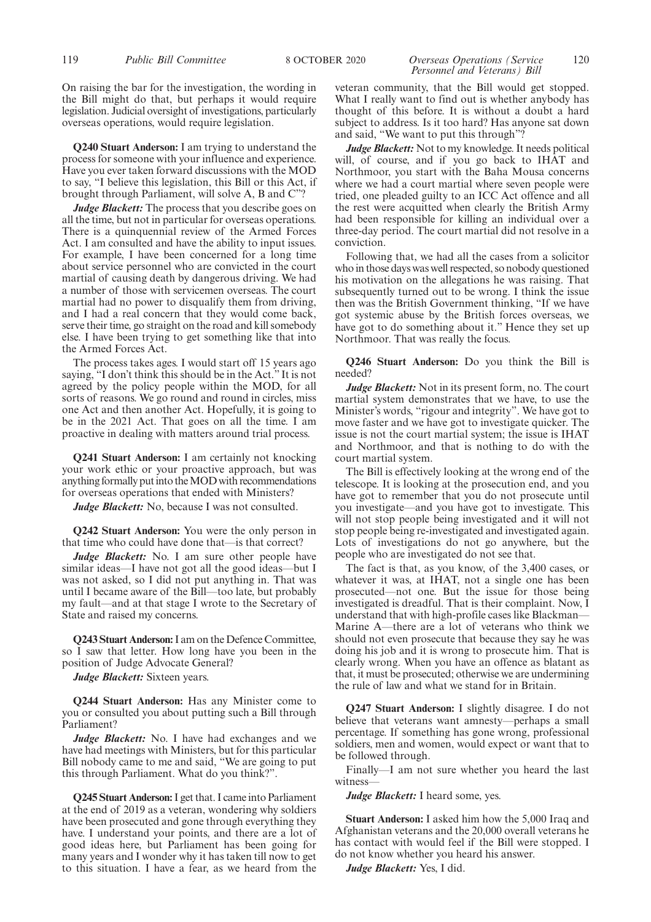On raising the bar for the investigation, the wording in the Bill might do that, but perhaps it would require legislation. Judicial oversight of investigations, particularly overseas operations, would require legislation.

**Q240 Stuart Anderson:** I am trying to understand the process for someone with your influence and experience. Have you ever taken forward discussions with the MOD to say, "I believe this legislation, this Bill or this Act, if brought through Parliament, will solve A, B and C"?

***Judge Blackett:*** The process that you describe goes on all the time, but not in particular for overseas operations. There is a quinquennial review of the Armed Forces Act. I am consulted and have the ability to input issues. For example, I have been concerned for a long time about service personnel who are convicted in the court martial of causing death by dangerous driving. We had a number of those with servicemen overseas. The court martial had no power to disqualify them from driving, and I had a real concern that they would come back, serve their time, go straight on the road and kill somebody else. I have been trying to get something like that into the Armed Forces Act.

The process takes ages. I would start off 15 years ago saying, "I don't think this should be in the Act." It is not agreed by the policy people within the MOD, for all sorts of reasons. We go round and round in circles, miss one Act and then another Act. Hopefully, it is going to be in the 2021 Act. That goes on all the time. I am proactive in dealing with matters around trial process.

**Q241 Stuart Anderson:** I am certainly not knocking your work ethic or your proactive approach, but was anything formally put into the MOD with recommendations for overseas operations that ended with Ministers?

***Judge Blackett:*** No, because I was not consulted.

**Q242 Stuart Anderson:** You were the only person in that time who could have done that—is that correct?

***Judge Blackett:*** No. I am sure other people have similar ideas—I have not got all the good ideas—but I was not asked, so I did not put anything in. That was until I became aware of the Bill—too late, but probably my fault—and at that stage I wrote to the Secretary of State and raised my concerns.

**Q243 Stuart Anderson:** I am on the Defence Committee, so I saw that letter. How long have you been in the position of Judge Advocate General?

***Judge Blackett:*** Sixteen years.

**Q244 Stuart Anderson:** Has any Minister come to you or consulted you about putting such a Bill through Parliament?

***Judge Blackett:*** No. I have had exchanges and we have had meetings with Ministers, but for this particular Bill nobody came to me and said, "We are going to put this through Parliament. What do you think?".

**Q245 Stuart Anderson:** I get that. I came into Parliament at the end of 2019 as a veteran, wondering why soldiers have been prosecuted and gone through everything they have. I understand your points, and there are a lot of good ideas here, but Parliament has been going for many years and I wonder why it has taken till now to get to this situation. I have a fear, as we heard from the veteran community, that the Bill would get stopped. What I really want to find out is whether anybody has thought of this before. It is without a doubt a hard subject to address. Is it too hard? Has anyone sat down and said, "We want to put this through"?

***Judge Blackett:*** Not to my knowledge. It needs political will, of course, and if you go back to IHAT and Northmoor, you start with the Baha Mousa concerns where we had a court martial where seven people were tried, one pleaded guilty to an ICC Act offence and all the rest were acquitted when clearly the British Army had been responsible for killing an individual over a three-day period. The court martial did not resolve in a conviction.

Following that, we had all the cases from a solicitor who in those days was well respected, so nobody questioned his motivation on the allegations he was raising. That subsequently turned out to be wrong. I think the issue then was the British Government thinking, "If we have got systemic abuse by the British forces overseas, we have got to do something about it." Hence they set up Northmoor. That was really the focus.

**Q246 Stuart Anderson:** Do you think the Bill is needed?

***Judge Blackett:*** Not in its present form, no. The court martial system demonstrates that we have, to use the Minister's words, "rigour and integrity". We have got to move faster and we have got to investigate quicker. The issue is not the court martial system; the issue is IHAT and Northmoor, and that is nothing to do with the court martial system.

The Bill is effectively looking at the wrong end of the telescope. It is looking at the prosecution end, and you have got to remember that you do not prosecute until you investigate—and you have got to investigate. This will not stop people being investigated and it will not stop people being re-investigated and investigated again. Lots of investigations do not go anywhere, but the people who are investigated do not see that.

The fact is that, as you know, of the 3,400 cases, or whatever it was, at IHAT, not a single one has been prosecuted—not one. But the issue for those being investigated is dreadful. That is their complaint. Now, I understand that with high-profile cases like Blackman—Marine A—there are a lot of veterans who think we should not even prosecute that because they say he was doing his job and it is wrong to prosecute him. That is clearly wrong. When you have an offence as blatant as that, it must be prosecuted; otherwise we are undermining the rule of law and what we stand for in Britain.

**Q247 Stuart Anderson:** I slightly disagree. I do not believe that veterans want amnesty—perhaps a small percentage. If something has gone wrong, professional soldiers, men and women, would expect or want that to be followed through.

Finally—I am not sure whether you heard the last witness—

***Judge Blackett:*** I heard some, yes.

**Stuart Anderson:** I asked him how the 5,000 Iraq and Afghanistan veterans and the 20,000 overall veterans he has contact with would feel if the Bill were stopped. I do not know whether you heard his answer.

***Judge Blackett:*** Yes, I did.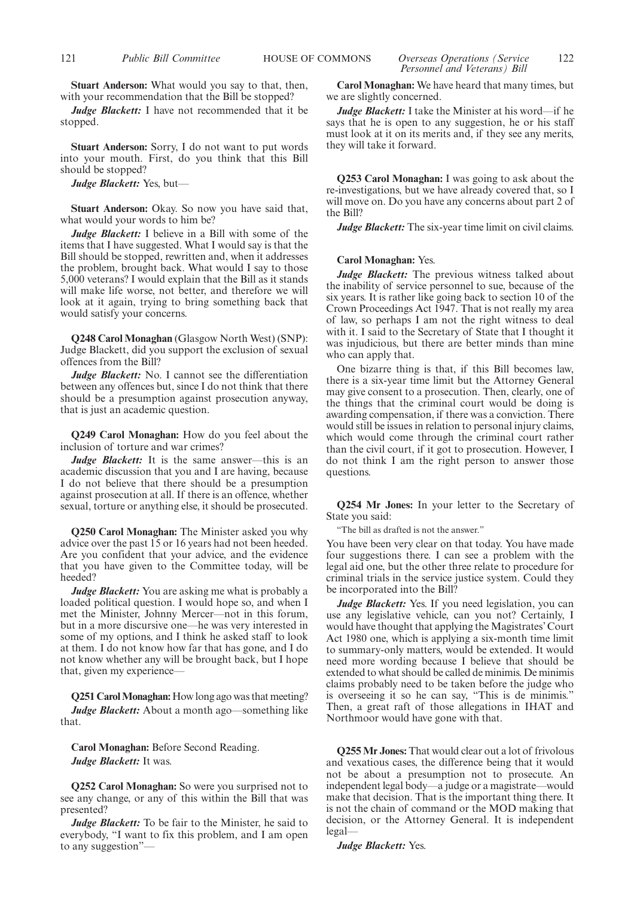**Stuart Anderson:** What would you say to that, then, with your recommendation that the Bill be stopped?

***Judge Blackett:*** I have not recommended that it be stopped.

**Stuart Anderson:** Sorry, I do not want to put words into your mouth. First, do you think that this Bill should be stopped?

***Judge Blackett:*** Yes, but—

**Stuart Anderson:** Okay. So now you have said that, what would your words to him be?

***Judge Blackett:*** I believe in a Bill with some of the items that I have suggested. What I would say is that the Bill should be stopped, rewritten and, when it addresses the problem, brought back. What would I say to those 5,000 veterans? I would explain that the Bill as it stands will make life worse, not better, and therefore we will look at it again, trying to bring something back that would satisfy your concerns.

**Q248 Carol Monaghan** (Glasgow North West) (SNP): Judge Blackett, did you support the exclusion of sexual offences from the Bill?

***Judge Blackett:*** No. I cannot see the differentiation between any offences but, since I do not think that there should be a presumption against prosecution anyway, that is just an academic question.

**Q249 Carol Monaghan:** How do you feel about the inclusion of torture and war crimes?

***Judge Blackett:*** It is the same answer—this is an academic discussion that you and I are having, because I do not believe that there should be a presumption against prosecution at all. If there is an offence, whether sexual, torture or anything else, it should be prosecuted.

**Q250 Carol Monaghan:** The Minister asked you why advice over the past 15 or 16 years had not been heeded. Are you confident that your advice, and the evidence that you have given to the Committee today, will be heeded?

***Judge Blackett:*** You are asking me what is probably a loaded political question. I would hope so, and when I met the Minister, Johnny Mercer—not in this forum, but in a more discursive one—he was very interested in some of my options, and I think he asked staff to look at them. I do not know how far that has gone, and I do not know whether any will be brought back, but I hope that, given my experience—

**Q251 Carol Monaghan:** How long ago was that meeting?

***Judge Blackett:*** About a month ago—something like that.

**Carol Monaghan:** Before Second Reading.

***Judge Blackett:*** It was.

**Q252 Carol Monaghan:** So were you surprised not to see any change, or any of this within the Bill that was presented?

***Judge Blackett:*** To be fair to the Minister, he said to everybody, "I want to fix this problem, and I am open to any suggestion"—

**Carol Monaghan:** We have heard that many times, but we are slightly concerned.

***Judge Blackett:*** I take the Minister at his word—if he says that he is open to any suggestion, he or his staff must look at it on its merits and, if they see any merits, they will take it forward.

**Q253 Carol Monaghan:** I was going to ask about the re-investigations, but we have already covered that, so I will move on. Do you have any concerns about part 2 of the Bill?

***Judge Blackett:*** The six-year time limit on civil claims.

**Carol Monaghan:** Yes.

***Judge Blackett:*** The previous witness talked about the inability of service personnel to sue, because of the six years. It is rather like going back to section 10 of the Crown Proceedings Act 1947. That is not really my area of law, so perhaps I am not the right witness to deal with it. I said to the Secretary of State that I thought it was injudicious, but there are better minds than mine who can apply that.

One bizarre thing is that, if this Bill becomes law, there is a six-year time limit but the Attorney General may give consent to a prosecution. Then, clearly, one of the things that the criminal court would be doing is awarding compensation, if there was a conviction. There would still be issues in relation to personal injury claims, which would come through the criminal court rather than the civil court, if it got to prosecution. However, I do not think I am the right person to answer those questions.

**Q254 Mr Jones:** In your letter to the Secretary of State you said:

"The bill as drafted is not the answer."

You have been very clear on that today. You have made four suggestions there. I can see a problem with the legal aid one, but the other three relate to procedure for criminal trials in the service justice system. Could they be incorporated into the Bill?

***Judge Blackett:*** Yes. If you need legislation, you can use any legislative vehicle, can you not? Certainly, I would have thought that applying the Magistrates' Court Act 1980 one, which is applying a six-month time limit to summary-only matters, would be extended. It would need more wording because I believe that should be extended to what should be called de minimis. De minimis claims probably need to be taken before the judge who is overseeing it so he can say, "This is de minimis." Then, a great raft of those allegations in IHAT and Northmoor would have gone with that.

**Q255 Mr Jones:** That would clear out a lot of frivolous and vexatious cases, the difference being that it would not be about a presumption not to prosecute. An independent legal body—a judge or a magistrate—would make that decision. That is the important thing there. It is not the chain of command or the MOD making that decision, or the Attorney General. It is independent legal—

***Judge Blackett:*** Yes.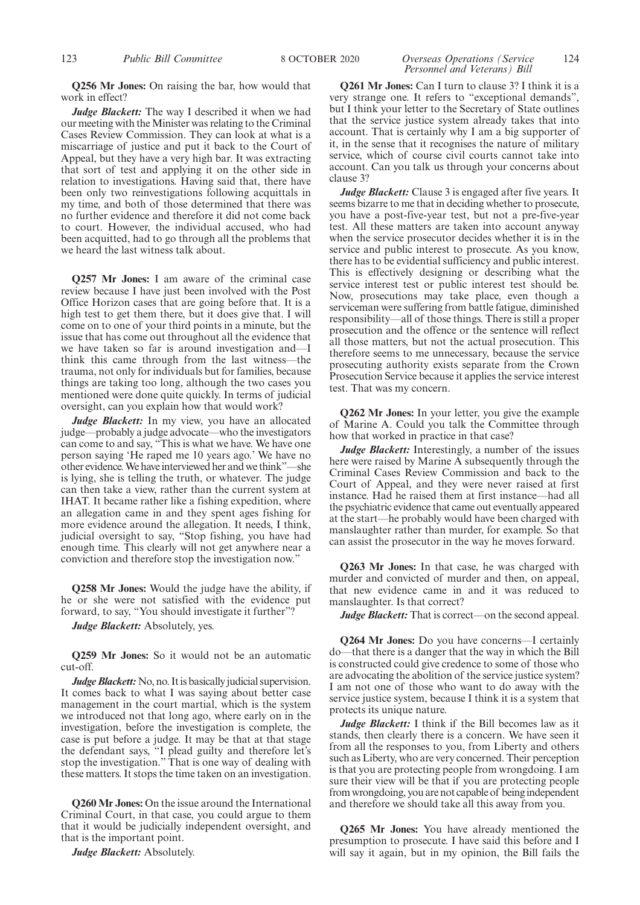**Q256 Mr Jones:** On raising the bar, how would that work in effect?

***Judge Blackett:*** The way I described it when we had our meeting with the Minister was relating to the Criminal Cases Review Commission. They can look at what is a miscarriage of justice and put it back to the Court of Appeal, but they have a very high bar. It was extracting that sort of test and applying it on the other side in relation to investigations. Having said that, there have been only two reinvestigations following acquittals in my time, and both of those determined that there was no further evidence and therefore it did not come back to court. However, the individual accused, who had been acquitted, had to go through all the problems that we heard the last witness talk about.

**Q257 Mr Jones:** I am aware of the criminal case review because I have just been involved with the Post Office Horizon cases that are going before that. It is a high test to get them there, but it does give that. I will come on to one of your third points in a minute, but the issue that has come out throughout all the evidence that we have taken so far is around investigation and—I think this came through from the last witness—the trauma, not only for individuals but for families, because things are taking too long, although the two cases you mentioned were done quite quickly. In terms of judicial oversight, can you explain how that would work?

***Judge Blackett:*** In my view, you have an allocated judge—probably a judge advocate—who the investigators can come to and say, "This is what we have. We have one person saying 'He raped me 10 years ago.' We have no other evidence. We have interviewed her and we think"—she is lying, she is telling the truth, or whatever. The judge can then take a view, rather than the current system at IHAT. It became rather like a fishing expedition, where an allegation came in and they spent ages fishing for more evidence around the allegation. It needs, I think, judicial oversight to say, "Stop fishing, you have had enough time. This clearly will not get anywhere near a conviction and therefore stop the investigation now."

**Q258 Mr Jones:** Would the judge have the ability, if he or she were not satisfied with the evidence put forward, to say, "You should investigate it further"?

***Judge Blackett:*** Absolutely, yes.

**Q259 Mr Jones:** So it would not be an automatic cut-off.

***Judge Blackett:*** No, no. It is basically judicial supervision. It comes back to what I was saying about better case management in the court martial, which is the system we introduced not that long ago, where early on in the investigation, before the investigation is complete, the case is put before a judge. It may be that at that stage the defendant says, "I plead guilty and therefore let's stop the investigation." That is one way of dealing with these matters. It stops the time taken on an investigation.

**Q260 Mr Jones:** On the issue around the International Criminal Court, in that case, you could argue to them that it would be judicially independent oversight, and that is the important point.

***Judge Blackett:*** Absolutely.

**Q261 Mr Jones:** Can I turn to clause 3? I think it is a very strange one. It refers to "exceptional demands", but I think your letter to the Secretary of State outlines that the service justice system already takes that into account. That is certainly why I am a big supporter of it, in the sense that it recognises the nature of military service, which of course civil courts cannot take into account. Can you talk us through your concerns about clause 3?

***Judge Blackett:*** Clause 3 is engaged after five years. It seems bizarre to me that in deciding whether to prosecute, you have a post-five-year test, but not a pre-five-year test. All these matters are taken into account anyway when the service prosecutor decides whether it is in the service and public interest to prosecute. As you know, there has to be evidential sufficiency and public interest. This is effectively designing or describing what the service interest test or public interest test should be. Now, prosecutions may take place, even though a serviceman were suffering from battle fatigue, diminished responsibility—all of those things. There is still a proper prosecution and the offence or the sentence will reflect all those matters, but not the actual prosecution. This therefore seems to me unnecessary, because the service prosecuting authority exists separate from the Crown Prosecution Service because it applies the service interest test. That was my concern.

**Q262 Mr Jones:** In your letter, you give the example of Marine A. Could you talk the Committee through how that worked in practice in that case?

***Judge Blackett:*** Interestingly, a number of the issues here were raised by Marine A subsequently through the Criminal Cases Review Commission and back to the Court of Appeal, and they were never raised at first instance. Had he raised them at first instance—had all the psychiatric evidence that came out eventually appeared at the start—he probably would have been charged with manslaughter rather than murder, for example. So that can assist the prosecutor in the way he moves forward.

**Q263 Mr Jones:** In that case, he was charged with murder and convicted of murder and then, on appeal, that new evidence came in and it was reduced to manslaughter. Is that correct?

***Judge Blackett:*** That is correct—on the second appeal.

**Q264 Mr Jones:** Do you have concerns—I certainly do—that there is a danger that the way in which the Bill is constructed could give credence to some of those who are advocating the abolition of the service justice system? I am not one of those who want to do away with the service justice system, because I think it is a system that protects its unique nature.

***Judge Blackett:*** I think if the Bill becomes law as it stands, then clearly there is a concern. We have seen it from all the responses to you, from Liberty and others such as Liberty, who are very concerned. Their perception is that you are protecting people from wrongdoing. I am sure their view will be that if you are protecting people from wrongdoing, you are not capable of being independent and therefore we should take all this away from you.

**Q265 Mr Jones:** You have already mentioned the presumption to prosecute. I have said this before and I will say it again, but in my opinion, the Bill fails the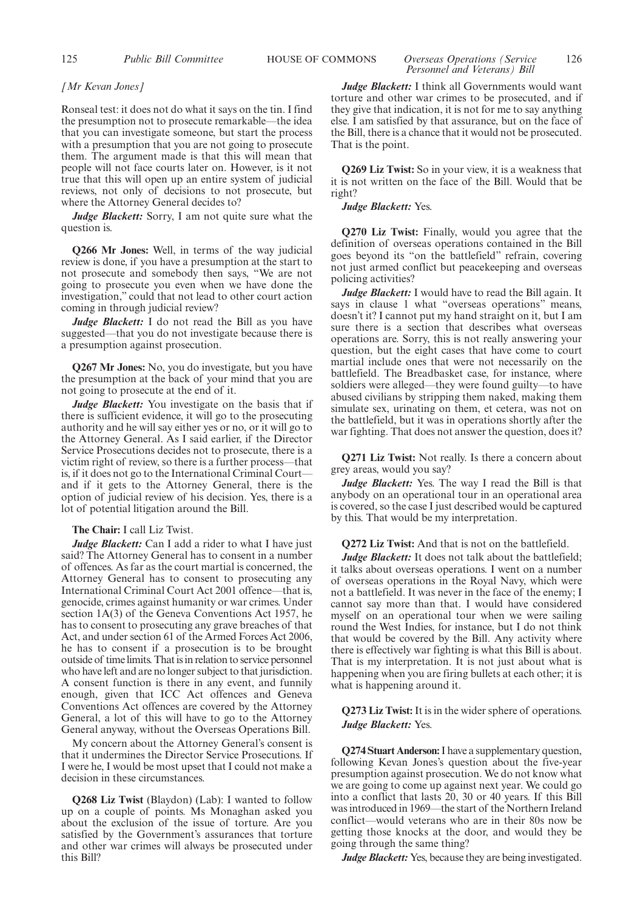*[Mr Kevan Jones]*

Ronseal test: it does not do what it says on the tin. I find the presumption not to prosecute remarkable—the idea that you can investigate someone, but start the process with a presumption that you are not going to prosecute them. The argument made is that this will mean that people will not face courts later on. However, is it not true that this will open up an entire system of judicial reviews, not only of decisions to not prosecute, but where the Attorney General decides to?

***Judge Blackett:*** Sorry, I am not quite sure what the question is.

**Q266 Mr Jones:** Well, in terms of the way judicial review is done, if you have a presumption at the start to not prosecute and somebody then says, "We are not going to prosecute you even when we have done the investigation," could that not lead to other court action coming in through judicial review?

***Judge Blackett:*** I do not read the Bill as you have suggested—that you do not investigate because there is a presumption against prosecution.

**Q267 Mr Jones:** No, you do investigate, but you have the presumption at the back of your mind that you are not going to prosecute at the end of it.

***Judge Blackett:*** You investigate on the basis that if there is sufficient evidence, it will go to the prosecuting authority and he will say either yes or no, or it will go to the Attorney General. As I said earlier, if the Director Service Prosecutions decides not to prosecute, there is a victim right of review, so there is a further process—that is, if it does not go to the International Criminal Court—and if it gets to the Attorney General, there is the option of judicial review of his decision. Yes, there is a lot of potential litigation around the Bill.

**The Chair:** I call Liz Twist.

***Judge Blackett:*** Can I add a rider to what I have just said? The Attorney General has to consent in a number of offences. As far as the court martial is concerned, the Attorney General has to consent to prosecuting any International Criminal Court Act 2001 offence—that is, genocide, crimes against humanity or war crimes. Under section 1A(3) of the Geneva Conventions Act 1957, he has to consent to prosecuting any grave breaches of that Act, and under section 61 of the Armed Forces Act 2006, he has to consent if a prosecution is to be brought outside of time limits. That is in relation to service personnel who have left and are no longer subject to that jurisdiction. A consent function is there in any event, and funnily enough, given that ICC Act offences and Geneva Conventions Act offences are covered by the Attorney General, a lot of this will have to go to the Attorney General anyway, without the Overseas Operations Bill.

My concern about the Attorney General's consent is that it undermines the Director Service Prosecutions. If I were he, I would be most upset that I could not make a decision in these circumstances.

**Q268 Liz Twist** (Blaydon) (Lab): I wanted to follow up on a couple of points. Ms Monaghan asked you about the exclusion of the issue of torture. Are you satisfied by the Government's assurances that torture and other war crimes will always be prosecuted under this Bill?

***Judge Blackett:*** I think all Governments would want torture and other war crimes to be prosecuted, and if they give that indication, it is not for me to say anything else. I am satisfied by that assurance, but on the face of the Bill, there is a chance that it would not be prosecuted. That is the point.

**Q269 Liz Twist:** So in your view, it is a weakness that it is not written on the face of the Bill. Would that be right?

***Judge Blackett:*** Yes.

**Q270 Liz Twist:** Finally, would you agree that the definition of overseas operations contained in the Bill goes beyond its "on the battlefield" refrain, covering not just armed conflict but peacekeeping and overseas policing activities?

***Judge Blackett:*** I would have to read the Bill again. It says in clause 1 what "overseas operations" means, doesn't it? I cannot put my hand straight on it, but I am sure there is a section that describes what overseas operations are. Sorry, this is not really answering your question, but the eight cases that have come to court martial include ones that were not necessarily on the battlefield. The Breadbasket case, for instance, where soldiers were alleged—they were found guilty—to have abused civilians by stripping them naked, making them simulate sex, urinating on them, et cetera, was not on the battlefield, but it was in operations shortly after the war fighting. That does not answer the question, does it?

**Q271 Liz Twist:** Not really. Is there a concern about grey areas, would you say?

***Judge Blackett:*** Yes. The way I read the Bill is that anybody on an operational tour in an operational area is covered, so the case I just described would be captured by this. That would be my interpretation.

**Q272 Liz Twist:** And that is not on the battlefield.

***Judge Blackett:*** It does not talk about the battlefield; it talks about overseas operations. I went on a number of overseas operations in the Royal Navy, which were not a battlefield. It was never in the face of the enemy; I cannot say more than that. I would have considered myself on an operational tour when we were sailing round the West Indies, for instance, but I do not think that would be covered by the Bill. Any activity where there is effectively war fighting is what this Bill is about. That is my interpretation. It is not just about what is happening when you are firing bullets at each other; it is what is happening around it.

**Q273 Liz Twist:** It is in the wider sphere of operations.

***Judge Blackett:*** Yes.

**Q274 Stuart Anderson:** I have a supplementary question, following Kevan Jones's question about the five-year presumption against prosecution. We do not know what we are going to come up against next year. We could go into a conflict that lasts 20, 30 or 40 years. If this Bill was introduced in 1969—the start of the Northern Ireland conflict—would veterans who are in their 80s now be getting those knocks at the door, and would they be going through the same thing?

***Judge Blackett:*** Yes, because they are being investigated.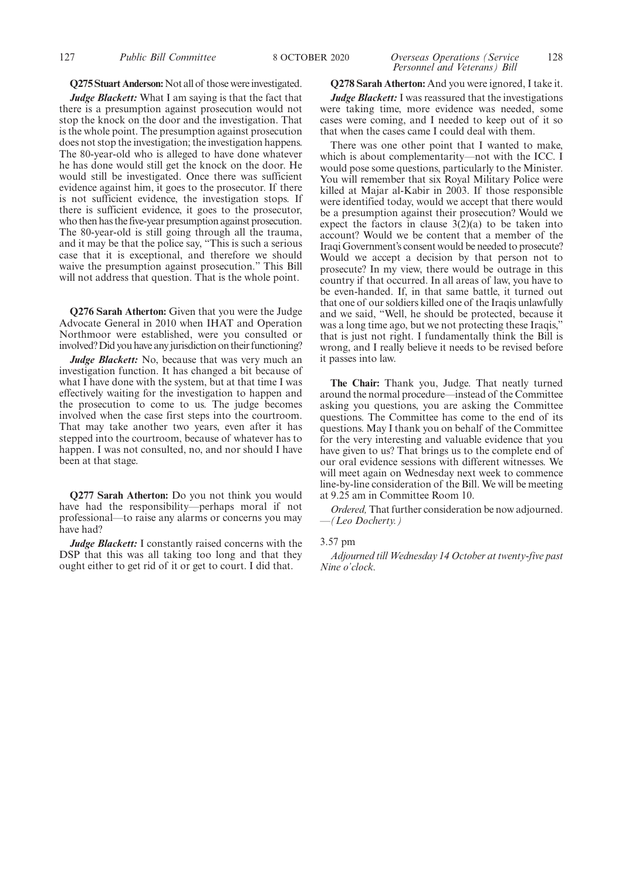**Q275 Stuart Anderson:** Not all of those were investigated.

***Judge Blackett:*** What I am saying is that the fact that there is a presumption against prosecution would not stop the knock on the door and the investigation. That is the whole point. The presumption against prosecution does not stop the investigation; the investigation happens. The 80-year-old who is alleged to have done whatever he has done would still get the knock on the door. He would still be investigated. Once there was sufficient evidence against him, it goes to the prosecutor. If there is not sufficient evidence, the investigation stops. If there is sufficient evidence, it goes to the prosecutor, who then has the five-year presumption against prosecution. The 80-year-old is still going through all the trauma, and it may be that the police say, "This is such a serious case that it is exceptional, and therefore we should waive the presumption against prosecution." This Bill will not address that question. That is the whole point.

**Q276 Sarah Atherton:** Given that you were the Judge Advocate General in 2010 when IHAT and Operation Northmoor were established, were you consulted or involved? Did you have any jurisdiction on their functioning?

***Judge Blackett:*** No, because that was very much an investigation function. It has changed a bit because of what I have done with the system, but at that time I was effectively waiting for the investigation to happen and the prosecution to come to us. The judge becomes involved when the case first steps into the courtroom. That may take another two years, even after it has stepped into the courtroom, because of whatever has to happen. I was not consulted, no, and nor should I have been at that stage.

**Q277 Sarah Atherton:** Do you not think you would have had the responsibility—perhaps moral if not professional—to raise any alarms or concerns you may have had?

***Judge Blackett:*** I constantly raised concerns with the DSP that this was all taking too long and that they ought either to get rid of it or get to court. I did that.

**Q278 Sarah Atherton:** And you were ignored, I take it.

***Judge Blackett:*** I was reassured that the investigations were taking time, more evidence was needed, some cases were coming, and I needed to keep out of it so that when the cases came I could deal with them.

There was one other point that I wanted to make, which is about complementarity—not with the ICC. I would pose some questions, particularly to the Minister. You will remember that six Royal Military Police were killed at Majar al-Kabir in 2003. If those responsible were identified today, would we accept that there would be a presumption against their prosecution? Would we expect the factors in clause 3(2)(a) to be taken into account? Would we be content that a member of the Iraqi Government's consent would be needed to prosecute? Would we accept a decision by that person not to prosecute? In my view, there would be outrage in this country if that occurred. In all areas of law, you have to be even-handed. If, in that same battle, it turned out that one of our soldiers killed one of the Iraqis unlawfully and we said, "Well, he should be protected, because it was a long time ago, but we not protecting these Iraqis," that is just not right. I fundamentally think the Bill is wrong, and I really believe it needs to be revised before it passes into law.

**The Chair:** Thank you, Judge. That neatly turned around the normal procedure—instead of the Committee asking you questions, you are asking the Committee questions. The Committee has come to the end of its questions. May I thank you on behalf of the Committee for the very interesting and valuable evidence that you have given to us? That brings us to the complete end of our oral evidence sessions with different witnesses. We will meet again on Wednesday next week to commence line-by-line consideration of the Bill. We will be meeting at 9.25 am in Committee Room 10.

*Ordered,* That further consideration be now adjourned. —*(Leo Docherty.)*

3.57 pm

*Adjourned till Wednesday 14 October at twenty-five past Nine o'clock.*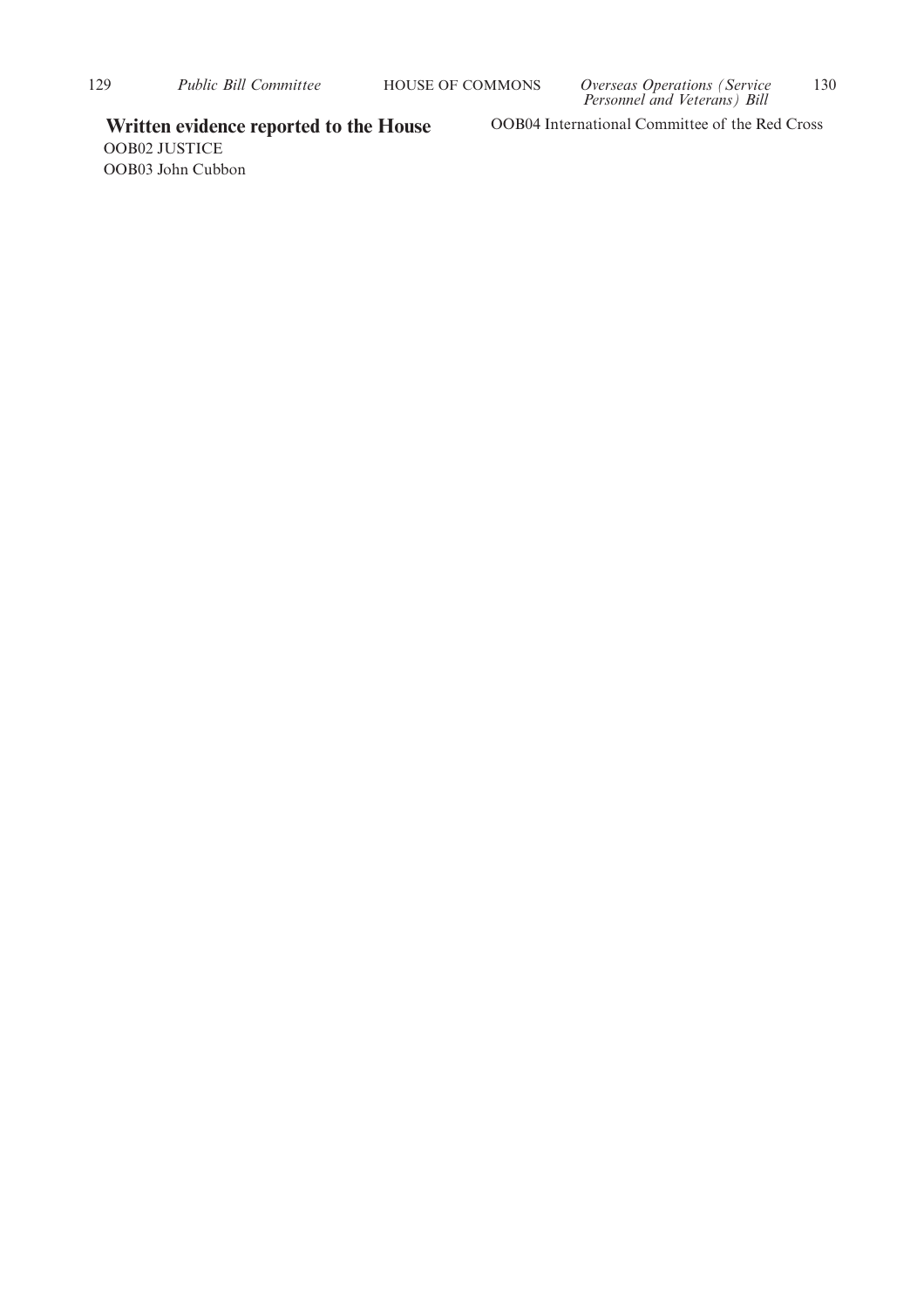## Written evidence reported to the House

OOB02 JUSTICE

OOB03 John Cubbon

OOB04 International Committee of the Red Cross